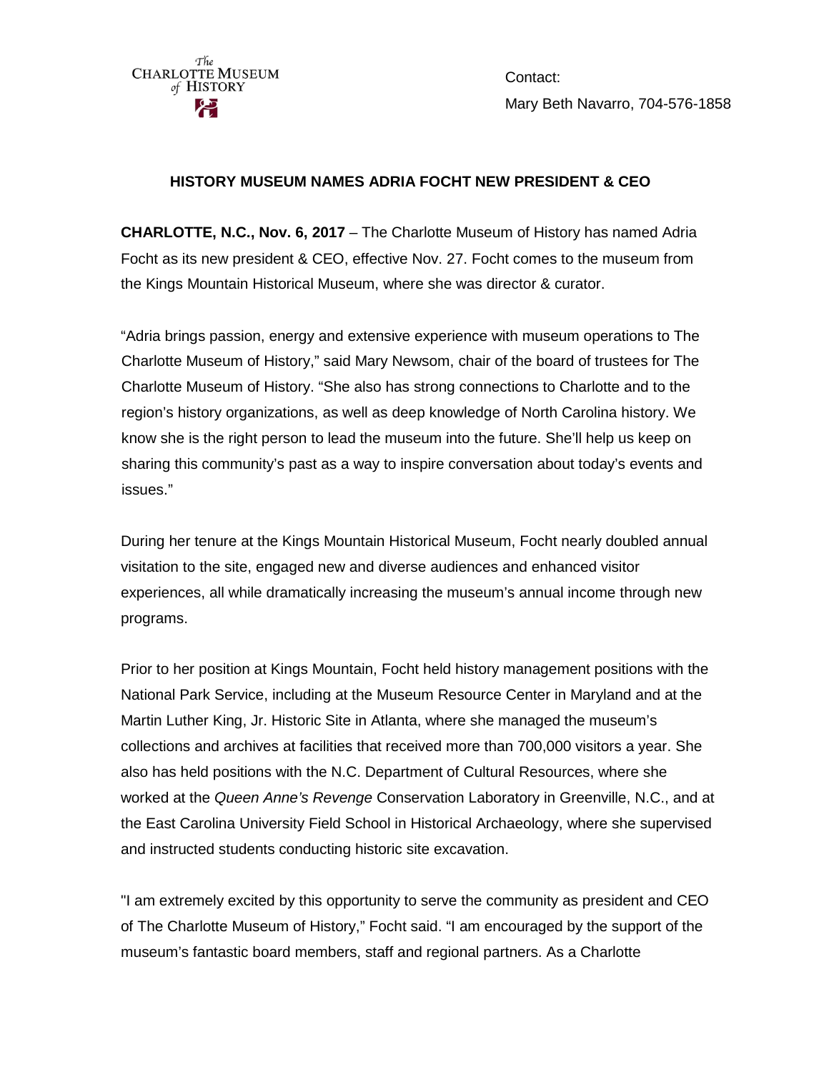The Charlotte Museum of History

Contact:

Mary Beth Navarro, 704-576-1858

## HISTORY MUSEUM NAMES ADRIA FOCHT NEW PRESIDENT & CEO

**CHARLOTTE, N.C., Nov. 6, 2017** – The Charlotte Museum of History has named Adria Focht as its new president & CEO, effective Nov. 27. Focht comes to the museum from the Kings Mountain Historical Museum, where she was director & curator.

"Adria brings passion, energy and extensive experience with museum operations to The Charlotte Museum of History," said Mary Newsom, chair of the board of trustees for The Charlotte Museum of History. "She also has strong connections to Charlotte and to the region's history organizations, as well as deep knowledge of North Carolina history. We know she is the right person to lead the museum into the future. She'll help us keep on sharing this community's past as a way to inspire conversation about today's events and issues."

During her tenure at the Kings Mountain Historical Museum, Focht nearly doubled annual visitation to the site, engaged new and diverse audiences and enhanced visitor experiences, all while dramatically increasing the museum's annual income through new programs.

Prior to her position at Kings Mountain, Focht held history management positions with the National Park Service, including at the Museum Resource Center in Maryland and at the Martin Luther King, Jr. Historic Site in Atlanta, where she managed the museum's collections and archives at facilities that received more than 700,000 visitors a year. She also has held positions with the N.C. Department of Cultural Resources, where she worked at the *Queen Anne's Revenge* Conservation Laboratory in Greenville, N.C., and at the East Carolina University Field School in Historical Archaeology, where she supervised and instructed students conducting historic site excavation.

"I am extremely excited by this opportunity to serve the community as president and CEO of The Charlotte Museum of History," Focht said. "I am encouraged by the support of the museum's fantastic board members, staff and regional partners. As a Charlotte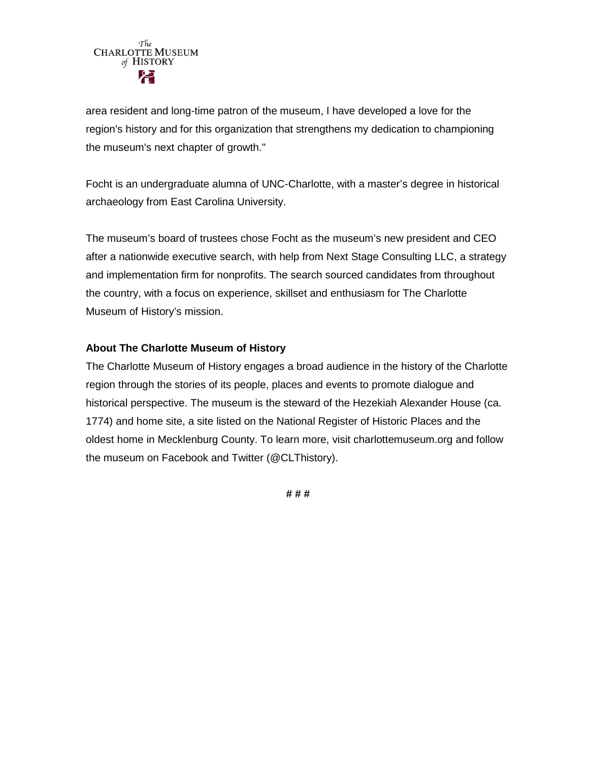area resident and long-time patron of the museum, I have developed a love for the region's history and for this organization that strengthens my dedication to championing the museum's next chapter of growth."

Focht is an undergraduate alumna of UNC-Charlotte, with a master's degree in historical archaeology from East Carolina University.

The museum's board of trustees chose Focht as the museum's new president and CEO after a nationwide executive search, with help from Next Stage Consulting LLC, a strategy and implementation firm for nonprofits. The search sourced candidates from throughout the country, with a focus on experience, skillset and enthusiasm for The Charlotte Museum of History's mission.

**About The Charlotte Museum of History**

The Charlotte Museum of History engages a broad audience in the history of the Charlotte region through the stories of its people, places and events to promote dialogue and historical perspective. The museum is the steward of the Hezekiah Alexander House (ca. 1774) and home site, a site listed on the National Register of Historic Places and the oldest home in Mecklenburg County. To learn more, visit charlottemuseum.org and follow the museum on Facebook and Twitter (@CLThistory).

# # #